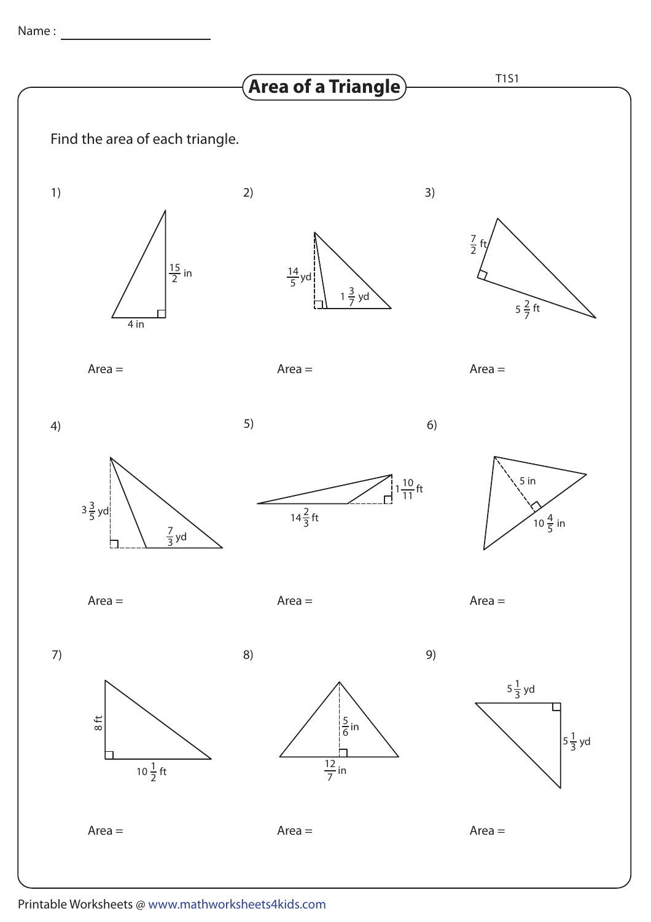Name : ____________________

# Area of a Triangle

T1S1

Find the area of each triangle.

1) $\frac{15}{2}$ in, 4 in

Area =

2) $\frac{14}{5}$ yd, $1\frac{3}{7}$ yd

Area =

3) $\frac{7}{2}$ ft, $5\frac{2}{7}$ ft

Area =

4) $3\frac{3}{5}$ yd, $\frac{7}{3}$ yd

Area =

5) $14\frac{2}{3}$ ft, $1\frac{10}{11}$ ft

Area =

6) 5 in, $10\frac{4}{5}$ in

Area =

7) 8 ft, $10\frac{1}{2}$ ft

Area =

8) $\frac{5}{6}$ in, $\frac{12}{7}$ in

Area =

9) $5\frac{1}{3}$ yd, $5\frac{1}{3}$ yd

Area =

Printable Worksheets @ www.mathworksheets4kids.com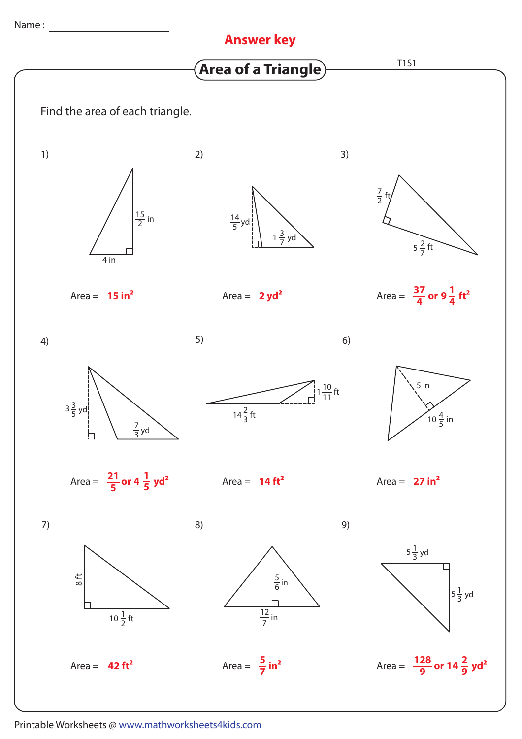Name : ____________________

**Answer key**

# Area of a Triangle

T1S1

Find the area of each triangle.

1) $\frac{15}{2}$ in, 4 in

Area = **15 in²**

2) $\frac{14}{5}$ yd, $1\frac{3}{7}$ yd

Area = **2 yd²**

3) $\frac{7}{2}$ ft, $5\frac{2}{7}$ ft

Area = **$\frac{37}{4}$ or $9\frac{1}{4}$ ft²**

4) $3\frac{3}{5}$ yd, $\frac{7}{3}$ yd

Area = **$\frac{21}{5}$ or $4\frac{1}{5}$ yd²**

5) $1\frac{10}{11}$ ft, $14\frac{2}{3}$ ft

Area = **14 ft²**

6) 5 in, $10\frac{4}{5}$ in

Area = **27 in²**

7) 8 ft, $10\frac{1}{2}$ ft

Area = **42 ft²**

8) $\frac{5}{6}$ in, $\frac{12}{7}$ in

Area = **$\frac{5}{7}$ in²**

9) $5\frac{1}{3}$ yd, $5\frac{1}{3}$ yd

Area = **$\frac{128}{9}$ or $14\frac{2}{9}$ yd²**

Printable Worksheets @ www.mathworksheets4kids.com